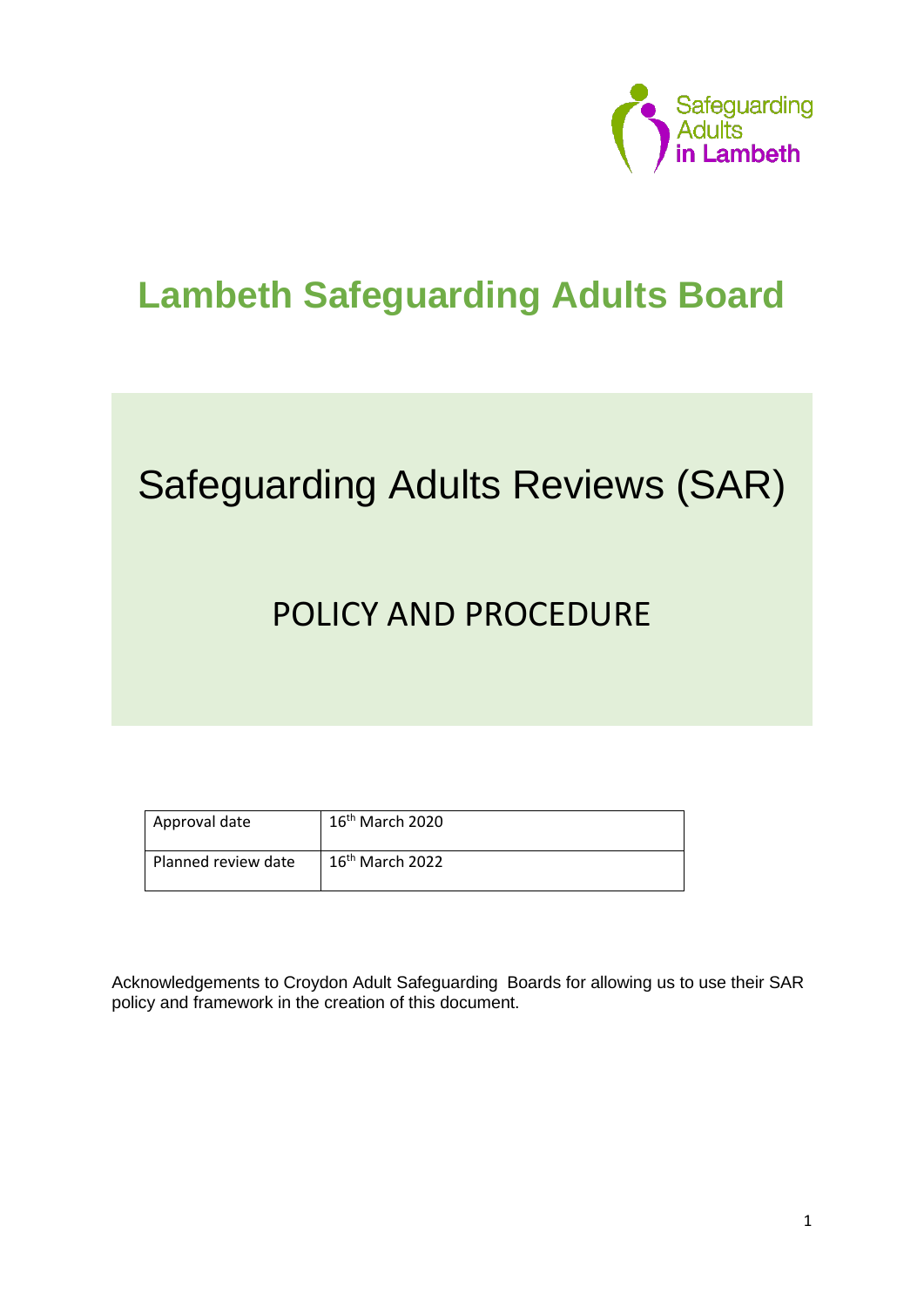Safeguarding Adults in Lambeth

# Lambeth Safeguarding Adults Board

## Safeguarding Adults Reviews (SAR)

## POLICY AND PROCEDURE

| Approval date | 16th March 2020 |
| --- | --- |
| Planned review date | 16th March 2022 |

Acknowledgements to Croydon Adult Safeguarding Boards for allowing us to use their SAR policy and framework in the creation of this document.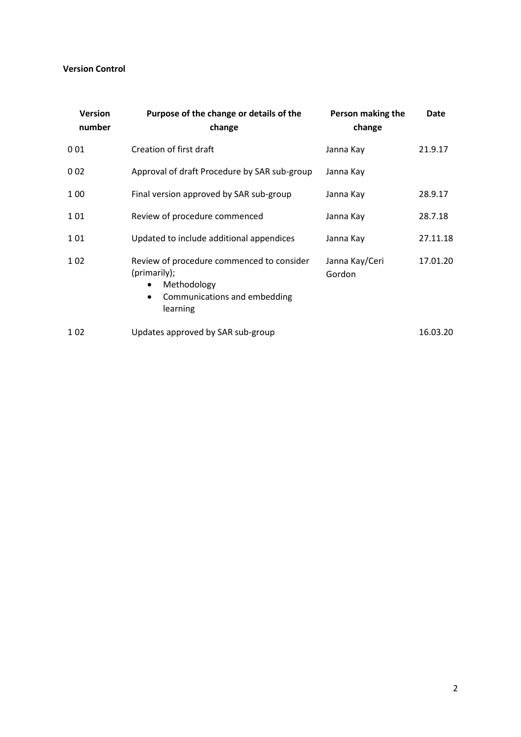**Version Control**

| Version number | Purpose of the change or details of the change | Person making the change | Date |
| --- | --- | --- | --- |
| 0 01 | Creation of first draft | Janna Kay | 21.9.17 |
| 0 02 | Approval of draft Procedure by SAR sub-group | Janna Kay | |
| 1 00 | Final version approved by SAR sub-group | Janna Kay | 28.9.17 |
| 1 01 | Review of procedure commenced | Janna Kay | 28.7.18 |
| 1 01 | Updated to include additional appendices | Janna Kay | 27.11.18 |
| 1 02 | Review of procedure commenced to consider (primarily); <br>• Methodology <br>• Communications and embedding learning | Janna Kay/Ceri Gordon | 17.01.20 |
| 1 02 | Updates approved by SAR sub-group | | 16.03.20 |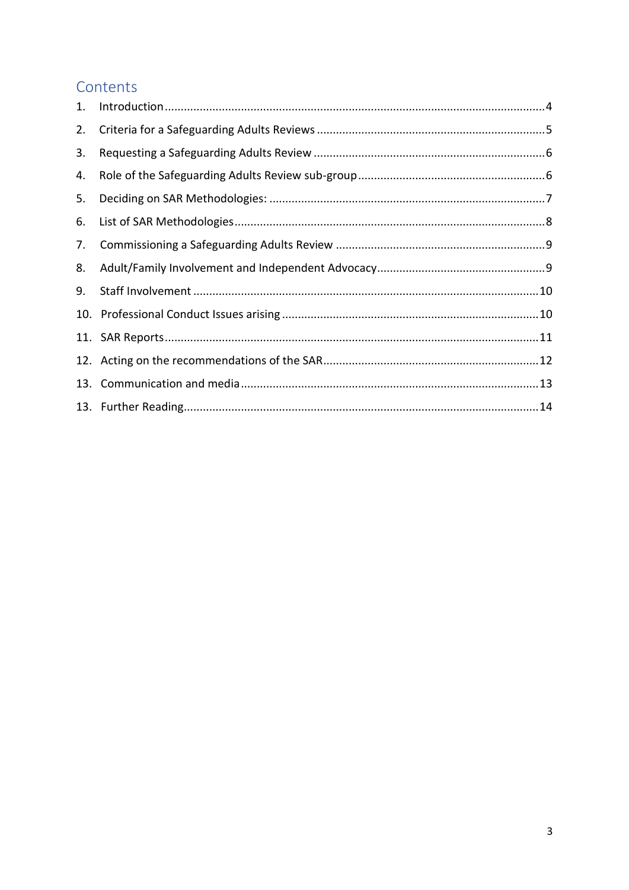# Contents

1. Introduction....................................................................................................................4
2. Criteria for a Safeguarding Adults Reviews .......................................................................5
3. Requesting a Safeguarding Adults Review ........................................................................6
4. Role of the Safeguarding Adults Review sub-group ...........................................................6
5. Deciding on SAR Methodologies: ......................................................................................7
6. List of SAR Methodologies.................................................................................................8
7. Commissioning a Safeguarding Adults Review ..................................................................9
8. Adult/Family Involvement and Independent Advocacy.....................................................9
9. Staff Involvement ............................................................................................................10
10. Professional Conduct Issues arising ................................................................................10
11. SAR Reports.....................................................................................................................11
12. Acting on the recommendations of the SAR....................................................................12
13. Communication and media.............................................................................................13
13. Further Reading...............................................................................................................14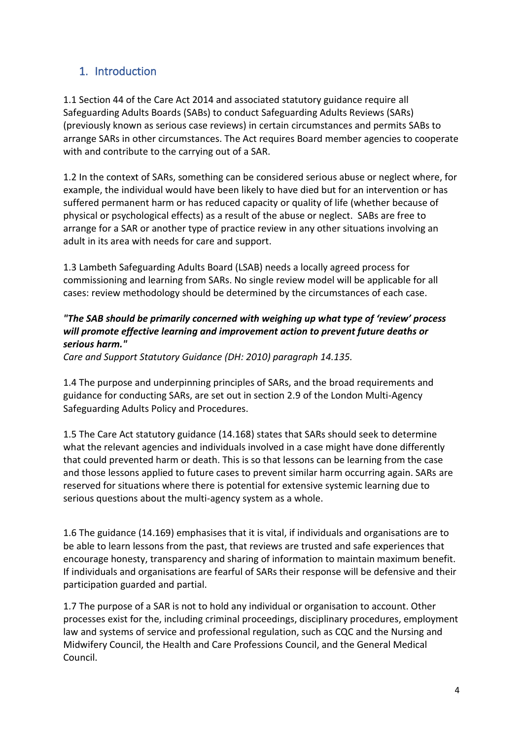## 1. Introduction

1.1 Section 44 of the Care Act 2014 and associated statutory guidance require all Safeguarding Adults Boards (SABs) to conduct Safeguarding Adults Reviews (SARs) (previously known as serious case reviews) in certain circumstances and permits SABs to arrange SARs in other circumstances. The Act requires Board member agencies to cooperate with and contribute to the carrying out of a SAR.

1.2 In the context of SARs, something can be considered serious abuse or neglect where, for example, the individual would have been likely to have died but for an intervention or has suffered permanent harm or has reduced capacity or quality of life (whether because of physical or psychological effects) as a result of the abuse or neglect. SABs are free to arrange for a SAR or another type of practice review in any other situations involving an adult in its area with needs for care and support.

1.3 Lambeth Safeguarding Adults Board (LSAB) needs a locally agreed process for commissioning and learning from SARs. No single review model will be applicable for all cases: review methodology should be determined by the circumstances of each case.

***"The SAB should be primarily concerned with weighing up what type of 'review' process will promote effective learning and improvement action to prevent future deaths or serious harm."***

*Care and Support Statutory Guidance (DH: 2010) paragraph 14.135.*

1.4 The purpose and underpinning principles of SARs, and the broad requirements and guidance for conducting SARs, are set out in section 2.9 of the London Multi-Agency Safeguarding Adults Policy and Procedures.

1.5 The Care Act statutory guidance (14.168) states that SARs should seek to determine what the relevant agencies and individuals involved in a case might have done differently that could prevented harm or death. This is so that lessons can be learning from the case and those lessons applied to future cases to prevent similar harm occurring again. SARs are reserved for situations where there is potential for extensive systemic learning due to serious questions about the multi-agency system as a whole.

1.6 The guidance (14.169) emphasises that it is vital, if individuals and organisations are to be able to learn lessons from the past, that reviews are trusted and safe experiences that encourage honesty, transparency and sharing of information to maintain maximum benefit. If individuals and organisations are fearful of SARs their response will be defensive and their participation guarded and partial.

1.7 The purpose of a SAR is not to hold any individual or organisation to account. Other processes exist for the, including criminal proceedings, disciplinary procedures, employment law and systems of service and professional regulation, such as CQC and the Nursing and Midwifery Council, the Health and Care Professions Council, and the General Medical Council.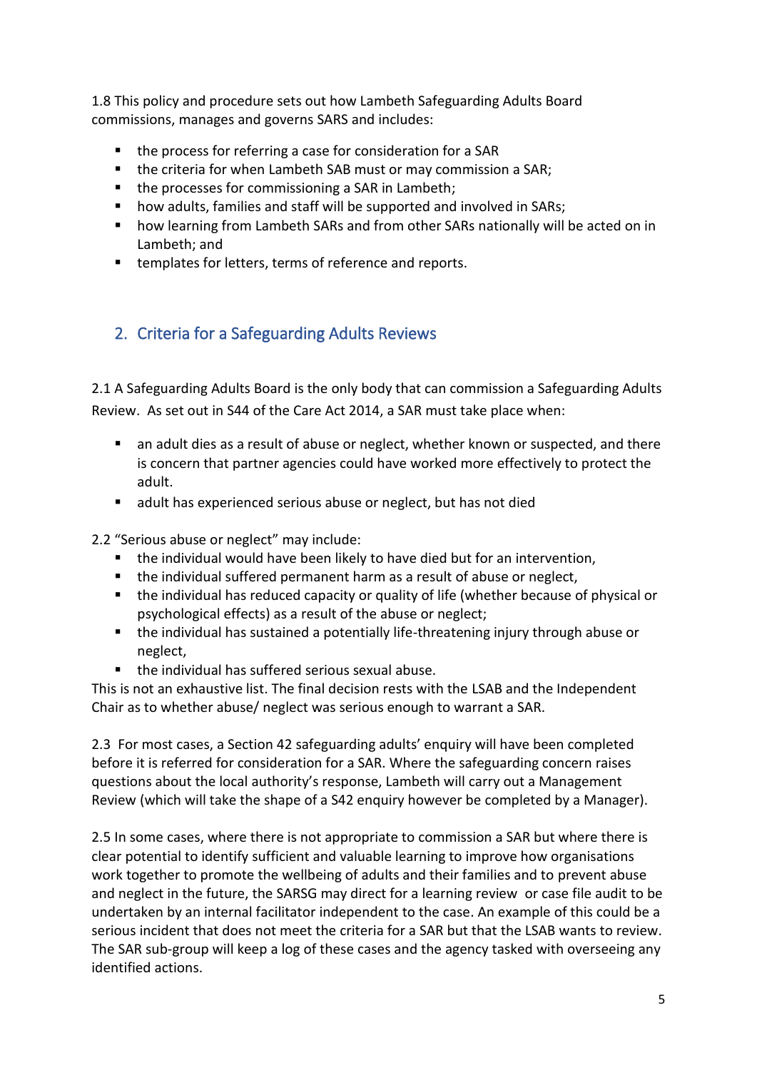1.8 This policy and procedure sets out how Lambeth Safeguarding Adults Board commissions, manages and governs SARS and includes:

- the process for referring a case for consideration for a SAR
- the criteria for when Lambeth SAB must or may commission a SAR;
- the processes for commissioning a SAR in Lambeth;
- how adults, families and staff will be supported and involved in SARs;
- how learning from Lambeth SARs and from other SARs nationally will be acted on in Lambeth; and
- templates for letters, terms of reference and reports.

## 2. Criteria for a Safeguarding Adults Reviews

2.1 A Safeguarding Adults Board is the only body that can commission a Safeguarding Adults Review. As set out in S44 of the Care Act 2014, a SAR must take place when:

- an adult dies as a result of abuse or neglect, whether known or suspected, and there is concern that partner agencies could have worked more effectively to protect the adult.
- adult has experienced serious abuse or neglect, but has not died

2.2 "Serious abuse or neglect" may include:

- the individual would have been likely to have died but for an intervention,
- the individual suffered permanent harm as a result of abuse or neglect,
- the individual has reduced capacity or quality of life (whether because of physical or psychological effects) as a result of the abuse or neglect;
- the individual has sustained a potentially life-threatening injury through abuse or neglect,
- the individual has suffered serious sexual abuse.

This is not an exhaustive list. The final decision rests with the LSAB and the Independent Chair as to whether abuse/ neglect was serious enough to warrant a SAR.

2.3 For most cases, a Section 42 safeguarding adults' enquiry will have been completed before it is referred for consideration for a SAR. Where the safeguarding concern raises questions about the local authority's response, Lambeth will carry out a Management Review (which will take the shape of a S42 enquiry however be completed by a Manager).

2.5 In some cases, where there is not appropriate to commission a SAR but where there is clear potential to identify sufficient and valuable learning to improve how organisations work together to promote the wellbeing of adults and their families and to prevent abuse and neglect in the future, the SARSG may direct for a learning review or case file audit to be undertaken by an internal facilitator independent to the case. An example of this could be a serious incident that does not meet the criteria for a SAR but that the LSAB wants to review. The SAR sub-group will keep a log of these cases and the agency tasked with overseeing any identified actions.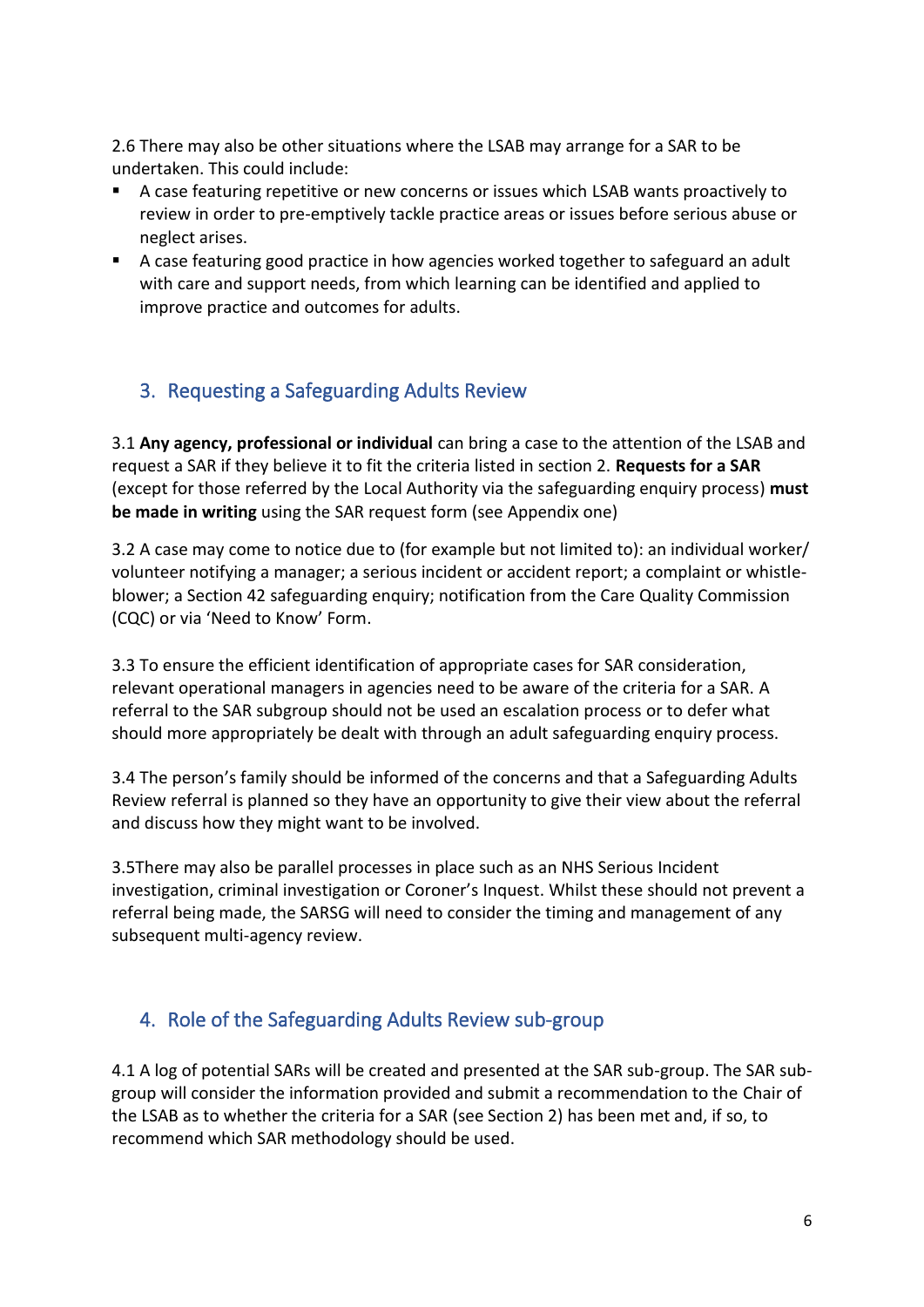2.6 There may also be other situations where the LSAB may arrange for a SAR to be undertaken. This could include:

- A case featuring repetitive or new concerns or issues which LSAB wants proactively to review in order to pre-emptively tackle practice areas or issues before serious abuse or neglect arises.
- A case featuring good practice in how agencies worked together to safeguard an adult with care and support needs, from which learning can be identified and applied to improve practice and outcomes for adults.

## 3. Requesting a Safeguarding Adults Review

3.1 **Any agency, professional or individual** can bring a case to the attention of the LSAB and request a SAR if they believe it to fit the criteria listed in section 2. **Requests for a SAR** (except for those referred by the Local Authority via the safeguarding enquiry process) **must be made in writing** using the SAR request form (see Appendix one)

3.2 A case may come to notice due to (for example but not limited to): an individual worker/ volunteer notifying a manager; a serious incident or accident report; a complaint or whistle-blower; a Section 42 safeguarding enquiry; notification from the Care Quality Commission (CQC) or via 'Need to Know' Form.

3.3 To ensure the efficient identification of appropriate cases for SAR consideration, relevant operational managers in agencies need to be aware of the criteria for a SAR. A referral to the SAR subgroup should not be used an escalation process or to defer what should more appropriately be dealt with through an adult safeguarding enquiry process.

3.4 The person's family should be informed of the concerns and that a Safeguarding Adults Review referral is planned so they have an opportunity to give their view about the referral and discuss how they might want to be involved.

3.5There may also be parallel processes in place such as an NHS Serious Incident investigation, criminal investigation or Coroner's Inquest. Whilst these should not prevent a referral being made, the SARSG will need to consider the timing and management of any subsequent multi-agency review.

## 4. Role of the Safeguarding Adults Review sub-group

4.1 A log of potential SARs will be created and presented at the SAR sub-group. The SAR sub-group will consider the information provided and submit a recommendation to the Chair of the LSAB as to whether the criteria for a SAR (see Section 2) has been met and, if so, to recommend which SAR methodology should be used.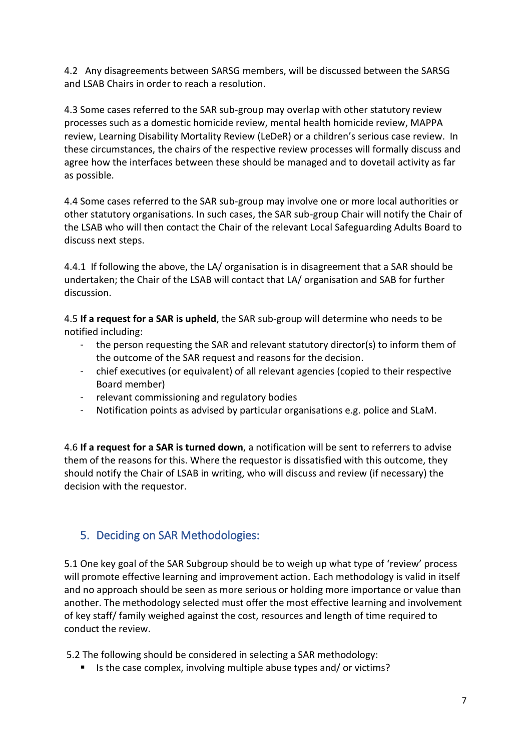4.2 Any disagreements between SARSG members, will be discussed between the SARSG and LSAB Chairs in order to reach a resolution.

4.3 Some cases referred to the SAR sub-group may overlap with other statutory review processes such as a domestic homicide review, mental health homicide review, MAPPA review, Learning Disability Mortality Review (LeDeR) or a children's serious case review. In these circumstances, the chairs of the respective review processes will formally discuss and agree how the interfaces between these should be managed and to dovetail activity as far as possible.

4.4 Some cases referred to the SAR sub-group may involve one or more local authorities or other statutory organisations. In such cases, the SAR sub-group Chair will notify the Chair of the LSAB who will then contact the Chair of the relevant Local Safeguarding Adults Board to discuss next steps.

4.4.1 If following the above, the LA/ organisation is in disagreement that a SAR should be undertaken; the Chair of the LSAB will contact that LA/ organisation and SAB for further discussion.

4.5 **If a request for a SAR is upheld**, the SAR sub-group will determine who needs to be notified including:

- the person requesting the SAR and relevant statutory director(s) to inform them of the outcome of the SAR request and reasons for the decision.
- chief executives (or equivalent) of all relevant agencies (copied to their respective Board member)
- relevant commissioning and regulatory bodies
- Notification points as advised by particular organisations e.g. police and SLaM.

4.6 **If a request for a SAR is turned down**, a notification will be sent to referrers to advise them of the reasons for this. Where the requestor is dissatisfied with this outcome, they should notify the Chair of LSAB in writing, who will discuss and review (if necessary) the decision with the requestor.

## 5. Deciding on SAR Methodologies:

5.1 One key goal of the SAR Subgroup should be to weigh up what type of 'review' process will promote effective learning and improvement action. Each methodology is valid in itself and no approach should be seen as more serious or holding more importance or value than another. The methodology selected must offer the most effective learning and involvement of key staff/ family weighed against the cost, resources and length of time required to conduct the review.

5.2 The following should be considered in selecting a SAR methodology:

- Is the case complex, involving multiple abuse types and/ or victims?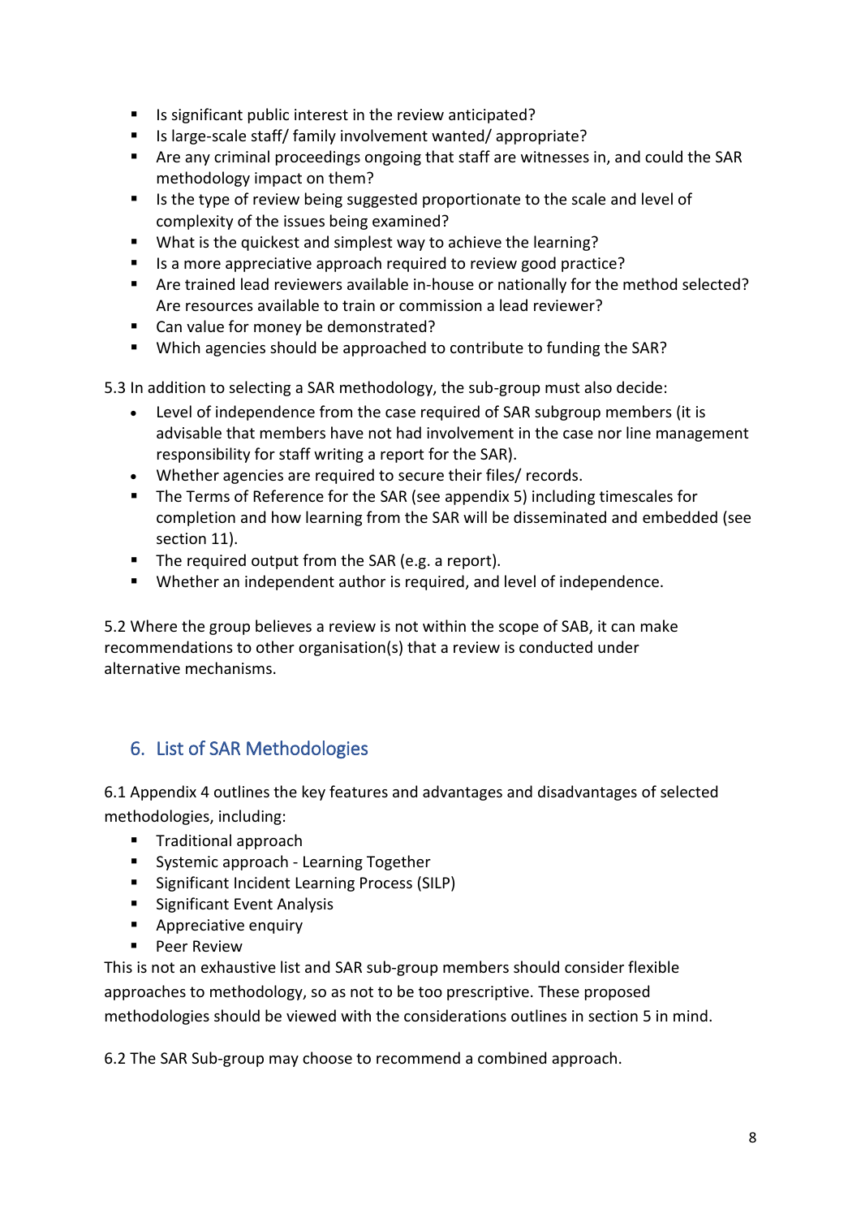- Is significant public interest in the review anticipated?
- Is large-scale staff/ family involvement wanted/ appropriate?
- Are any criminal proceedings ongoing that staff are witnesses in, and could the SAR methodology impact on them?
- Is the type of review being suggested proportionate to the scale and level of complexity of the issues being examined?
- What is the quickest and simplest way to achieve the learning?
- Is a more appreciative approach required to review good practice?
- Are trained lead reviewers available in-house or nationally for the method selected? Are resources available to train or commission a lead reviewer?
- Can value for money be demonstrated?
- Which agencies should be approached to contribute to funding the SAR?

5.3 In addition to selecting a SAR methodology, the sub-group must also decide:

- Level of independence from the case required of SAR subgroup members (it is advisable that members have not had involvement in the case nor line management responsibility for staff writing a report for the SAR).
- Whether agencies are required to secure their files/ records.
- The Terms of Reference for the SAR (see appendix 5) including timescales for completion and how learning from the SAR will be disseminated and embedded (see section 11).
- The required output from the SAR (e.g. a report).
- Whether an independent author is required, and level of independence.

5.2 Where the group believes a review is not within the scope of SAB, it can make recommendations to other organisation(s) that a review is conducted under alternative mechanisms.

## 6. List of SAR Methodologies

6.1 Appendix 4 outlines the key features and advantages and disadvantages of selected methodologies, including:

- Traditional approach
- Systemic approach - Learning Together
- Significant Incident Learning Process (SILP)
- Significant Event Analysis
- Appreciative enquiry
- Peer Review

This is not an exhaustive list and SAR sub-group members should consider flexible approaches to methodology, so as not to be too prescriptive. These proposed methodologies should be viewed with the considerations outlines in section 5 in mind.

6.2 The SAR Sub-group may choose to recommend a combined approach.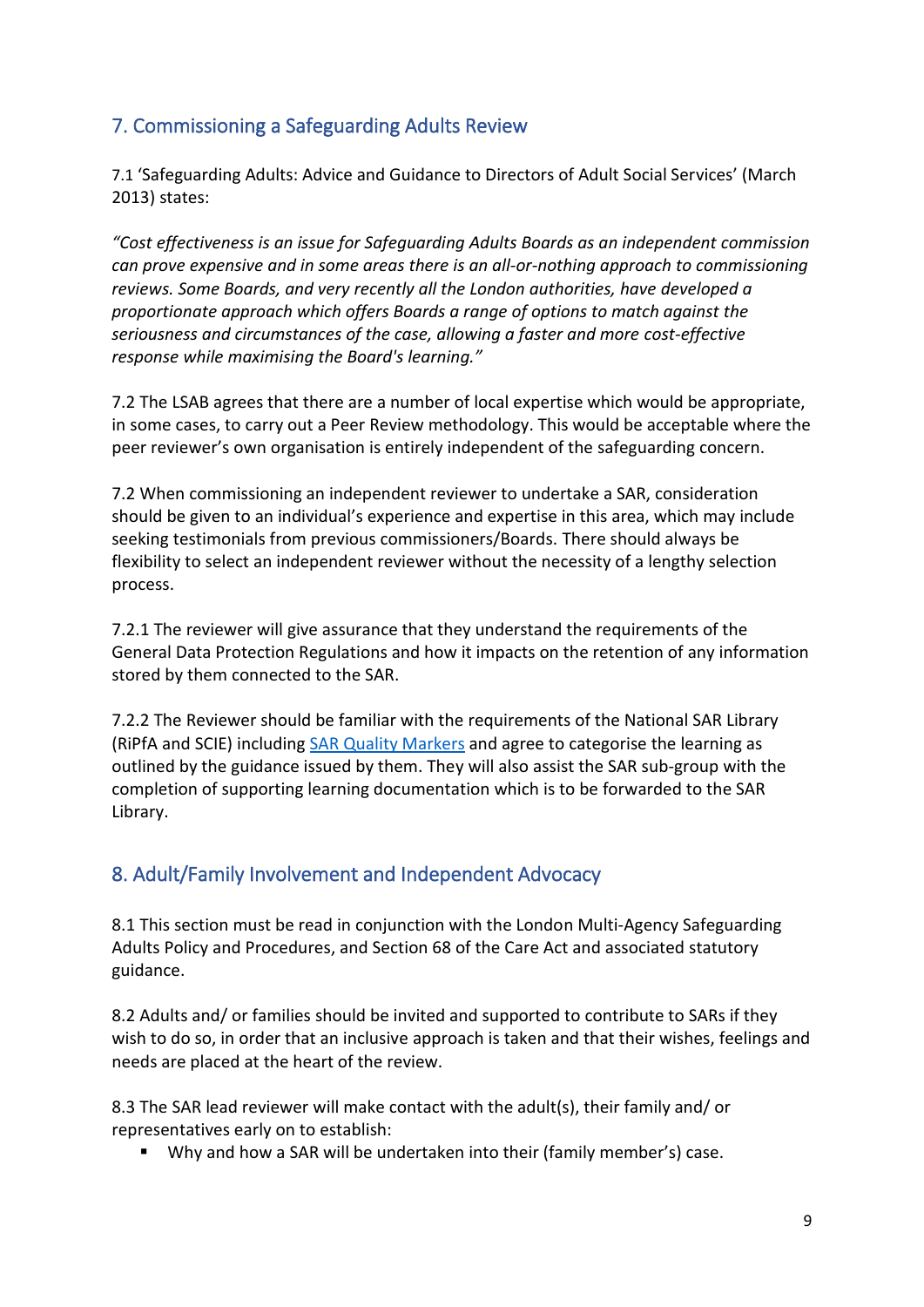## 7. Commissioning a Safeguarding Adults Review

7.1 'Safeguarding Adults: Advice and Guidance to Directors of Adult Social Services' (March 2013) states:

*"Cost effectiveness is an issue for Safeguarding Adults Boards as an independent commission can prove expensive and in some areas there is an all-or-nothing approach to commissioning reviews. Some Boards, and very recently all the London authorities, have developed a proportionate approach which offers Boards a range of options to match against the seriousness and circumstances of the case, allowing a faster and more cost-effective response while maximising the Board's learning."*

7.2 The LSAB agrees that there are a number of local expertise which would be appropriate, in some cases, to carry out a Peer Review methodology. This would be acceptable where the peer reviewer's own organisation is entirely independent of the safeguarding concern.

7.2 When commissioning an independent reviewer to undertake a SAR, consideration should be given to an individual's experience and expertise in this area, which may include seeking testimonials from previous commissioners/Boards. There should always be flexibility to select an independent reviewer without the necessity of a lengthy selection process.

7.2.1 The reviewer will give assurance that they understand the requirements of the General Data Protection Regulations and how it impacts on the retention of any information stored by them connected to the SAR.

7.2.2 The Reviewer should be familiar with the requirements of the National SAR Library (RiPfA and SCIE) including SAR Quality Markers and agree to categorise the learning as outlined by the guidance issued by them. They will also assist the SAR sub-group with the completion of supporting learning documentation which is to be forwarded to the SAR Library.

## 8. Adult/Family Involvement and Independent Advocacy

8.1 This section must be read in conjunction with the London Multi-Agency Safeguarding Adults Policy and Procedures, and Section 68 of the Care Act and associated statutory guidance.

8.2 Adults and/ or families should be invited and supported to contribute to SARs if they wish to do so, in order that an inclusive approach is taken and that their wishes, feelings and needs are placed at the heart of the review.

8.3 The SAR lead reviewer will make contact with the adult(s), their family and/ or representatives early on to establish:

- Why and how a SAR will be undertaken into their (family member's) case.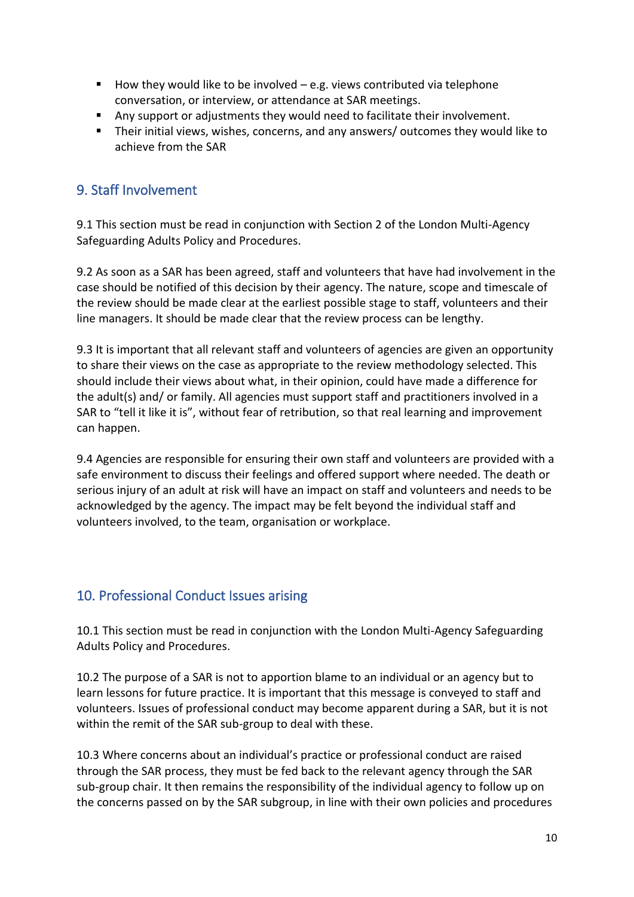- How they would like to be involved – e.g. views contributed via telephone conversation, or interview, or attendance at SAR meetings.
- Any support or adjustments they would need to facilitate their involvement.
- Their initial views, wishes, concerns, and any answers/ outcomes they would like to achieve from the SAR

## 9. Staff Involvement

9.1 This section must be read in conjunction with Section 2 of the London Multi-Agency Safeguarding Adults Policy and Procedures.

9.2 As soon as a SAR has been agreed, staff and volunteers that have had involvement in the case should be notified of this decision by their agency. The nature, scope and timescale of the review should be made clear at the earliest possible stage to staff, volunteers and their line managers. It should be made clear that the review process can be lengthy.

9.3 It is important that all relevant staff and volunteers of agencies are given an opportunity to share their views on the case as appropriate to the review methodology selected. This should include their views about what, in their opinion, could have made a difference for the adult(s) and/ or family. All agencies must support staff and practitioners involved in a SAR to "tell it like it is", without fear of retribution, so that real learning and improvement can happen.

9.4 Agencies are responsible for ensuring their own staff and volunteers are provided with a safe environment to discuss their feelings and offered support where needed. The death or serious injury of an adult at risk will have an impact on staff and volunteers and needs to be acknowledged by the agency. The impact may be felt beyond the individual staff and volunteers involved, to the team, organisation or workplace.

## 10. Professional Conduct Issues arising

10.1 This section must be read in conjunction with the London Multi-Agency Safeguarding Adults Policy and Procedures.

10.2 The purpose of a SAR is not to apportion blame to an individual or an agency but to learn lessons for future practice. It is important that this message is conveyed to staff and volunteers. Issues of professional conduct may become apparent during a SAR, but it is not within the remit of the SAR sub-group to deal with these.

10.3 Where concerns about an individual's practice or professional conduct are raised through the SAR process, they must be fed back to the relevant agency through the SAR sub-group chair. It then remains the responsibility of the individual agency to follow up on the concerns passed on by the SAR subgroup, in line with their own policies and procedures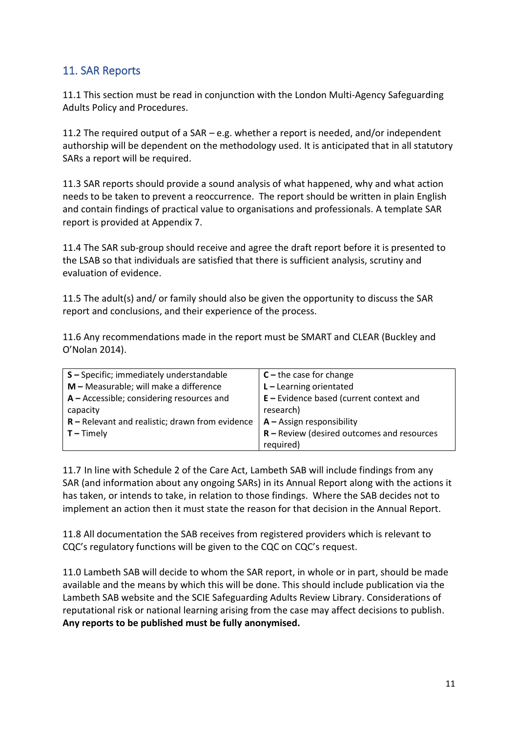## 11. SAR Reports

11.1 This section must be read in conjunction with the London Multi-Agency Safeguarding Adults Policy and Procedures.

11.2 The required output of a SAR – e.g. whether a report is needed, and/or independent authorship will be dependent on the methodology used. It is anticipated that in all statutory SARs a report will be required.

11.3 SAR reports should provide a sound analysis of what happened, why and what action needs to be taken to prevent a reoccurrence. The report should be written in plain English and contain findings of practical value to organisations and professionals. A template SAR report is provided at Appendix 7.

11.4 The SAR sub-group should receive and agree the draft report before it is presented to the LSAB so that individuals are satisfied that there is sufficient analysis, scrutiny and evaluation of evidence.

11.5 The adult(s) and/ or family should also be given the opportunity to discuss the SAR report and conclusions, and their experience of the process.

11.6 Any recommendations made in the report must be SMART and CLEAR (Buckley and O'Nolan 2014).

| SMART | CLEAR |
|---|---|
| **S –** Specific; immediately understandable | **C –** the case for change |
| **M –** Measurable; will make a difference | **L –** Learning orientated |
| **A –** Accessible; considering resources and capacity | **E –** Evidence based (current context and research) |
| **R –** Relevant and realistic; drawn from evidence | **A –** Assign responsibility |
| **T –** Timely | **R –** Review (desired outcomes and resources required) |

11.7 In line with Schedule 2 of the Care Act, Lambeth SAB will include findings from any SAR (and information about any ongoing SARs) in its Annual Report along with the actions it has taken, or intends to take, in relation to those findings. Where the SAB decides not to implement an action then it must state the reason for that decision in the Annual Report.

11.8 All documentation the SAB receives from registered providers which is relevant to CQC's regulatory functions will be given to the CQC on CQC's request.

11.0 Lambeth SAB will decide to whom the SAR report, in whole or in part, should be made available and the means by which this will be done. This should include publication via the Lambeth SAB website and the SCIE Safeguarding Adults Review Library. Considerations of reputational risk or national learning arising from the case may affect decisions to publish. **Any reports to be published must be fully anonymised.**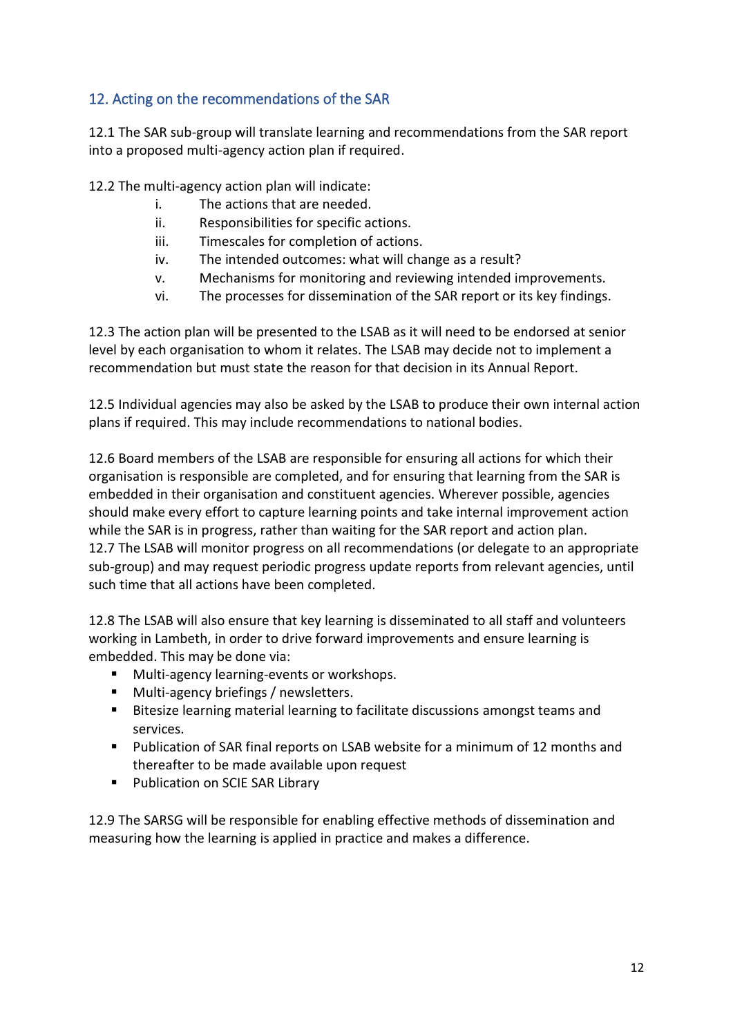## 12. Acting on the recommendations of the SAR

12.1 The SAR sub-group will translate learning and recommendations from the SAR report into a proposed multi-agency action plan if required.

12.2 The multi-agency action plan will indicate:

i. The actions that are needed.
ii. Responsibilities for specific actions.
iii. Timescales for completion of actions.
iv. The intended outcomes: what will change as a result?
v. Mechanisms for monitoring and reviewing intended improvements.
vi. The processes for dissemination of the SAR report or its key findings.

12.3 The action plan will be presented to the LSAB as it will need to be endorsed at senior level by each organisation to whom it relates. The LSAB may decide not to implement a recommendation but must state the reason for that decision in its Annual Report.

12.5 Individual agencies may also be asked by the LSAB to produce their own internal action plans if required. This may include recommendations to national bodies.

12.6 Board members of the LSAB are responsible for ensuring all actions for which their organisation is responsible are completed, and for ensuring that learning from the SAR is embedded in their organisation and constituent agencies. Wherever possible, agencies should make every effort to capture learning points and take internal improvement action while the SAR is in progress, rather than waiting for the SAR report and action plan.
12.7 The LSAB will monitor progress on all recommendations (or delegate to an appropriate sub-group) and may request periodic progress update reports from relevant agencies, until such time that all actions have been completed.

12.8 The LSAB will also ensure that key learning is disseminated to all staff and volunteers working in Lambeth, in order to drive forward improvements and ensure learning is embedded. This may be done via:

- Multi-agency learning-events or workshops.
- Multi-agency briefings / newsletters.
- Bitesize learning material learning to facilitate discussions amongst teams and services.
- Publication of SAR final reports on LSAB website for a minimum of 12 months and thereafter to be made available upon request
- Publication on SCIE SAR Library

12.9 The SARSG will be responsible for enabling effective methods of dissemination and measuring how the learning is applied in practice and makes a difference.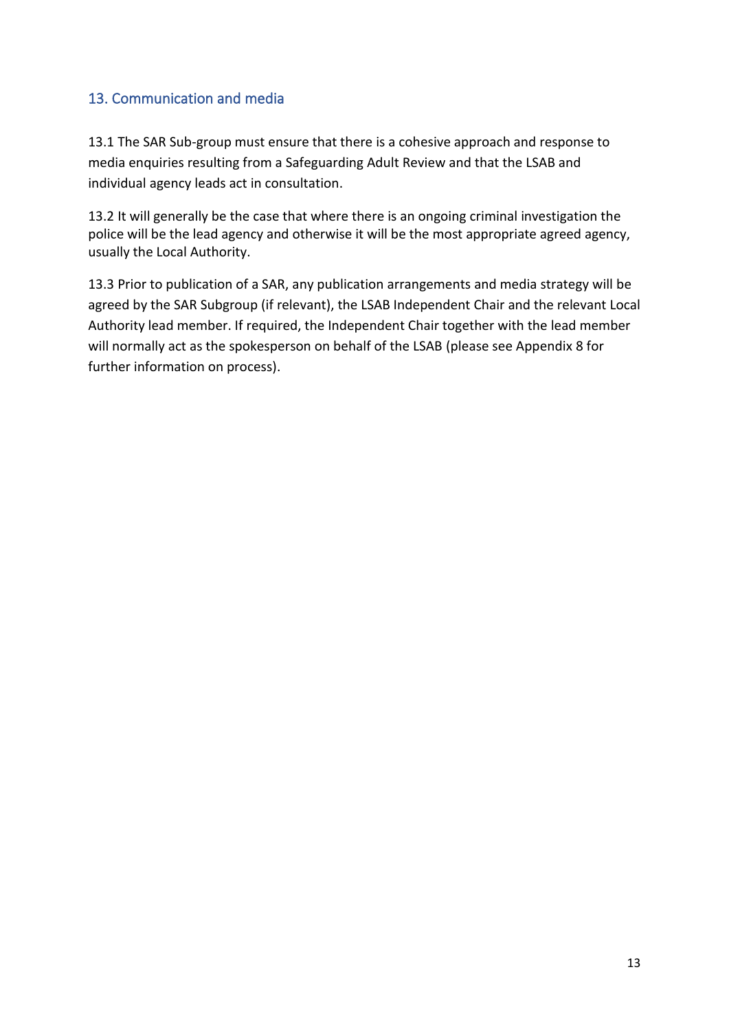## 13. Communication and media

13.1 The SAR Sub-group must ensure that there is a cohesive approach and response to media enquiries resulting from a Safeguarding Adult Review and that the LSAB and individual agency leads act in consultation.

13.2 It will generally be the case that where there is an ongoing criminal investigation the police will be the lead agency and otherwise it will be the most appropriate agreed agency, usually the Local Authority.

13.3 Prior to publication of a SAR, any publication arrangements and media strategy will be agreed by the SAR Subgroup (if relevant), the LSAB Independent Chair and the relevant Local Authority lead member. If required, the Independent Chair together with the lead member will normally act as the spokesperson on behalf of the LSAB (please see Appendix 8 for further information on process).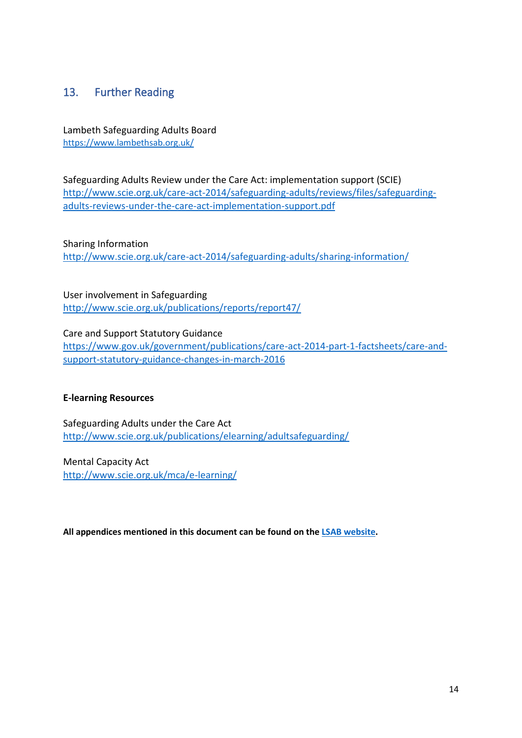## 13. Further Reading

Lambeth Safeguarding Adults Board
https://www.lambethsab.org.uk/

Safeguarding Adults Review under the Care Act: implementation support (SCIE)
http://www.scie.org.uk/care-act-2014/safeguarding-adults/reviews/files/safeguarding-adults-reviews-under-the-care-act-implementation-support.pdf

Sharing Information
http://www.scie.org.uk/care-act-2014/safeguarding-adults/sharing-information/

User involvement in Safeguarding
http://www.scie.org.uk/publications/reports/report47/

Care and Support Statutory Guidance
https://www.gov.uk/government/publications/care-act-2014-part-1-factsheets/care-and-support-statutory-guidance-changes-in-march-2016

**E-learning Resources**

Safeguarding Adults under the Care Act
http://www.scie.org.uk/publications/elearning/adultsafeguarding/

Mental Capacity Act
http://www.scie.org.uk/mca/e-learning/

**All appendices mentioned in this document can be found on the LSAB website.**